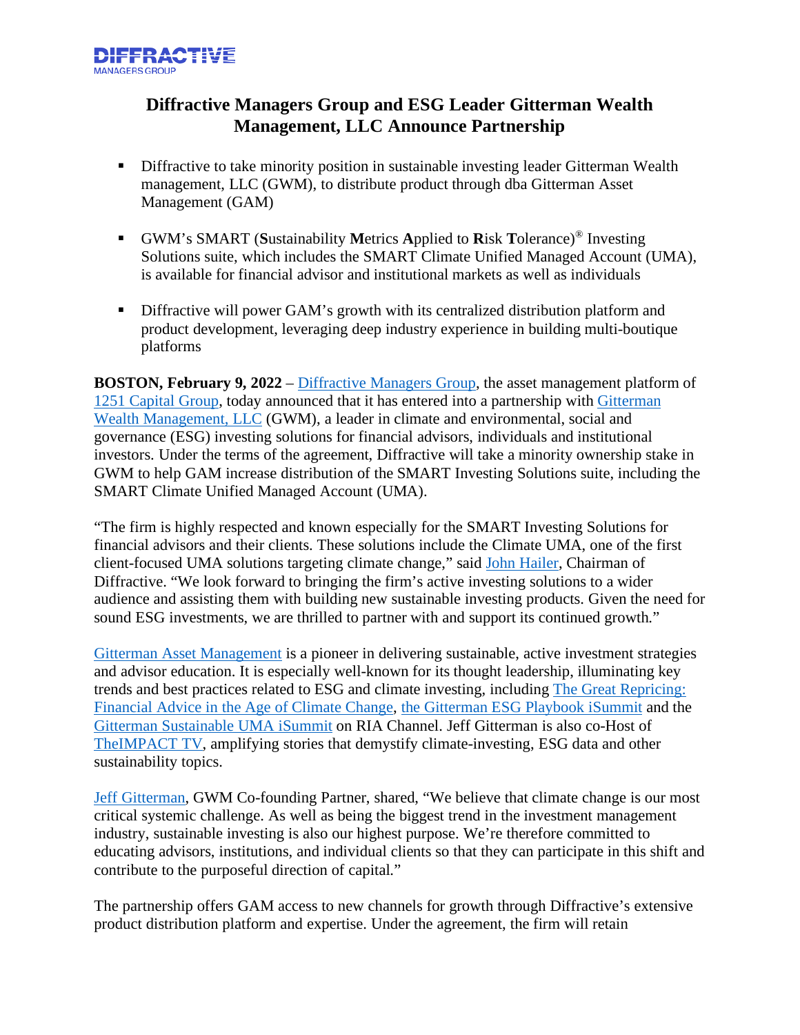DIFFRACTIVE
MANAGERS GROUP

# Diffractive Managers Group and ESG Leader Gitterman Wealth Management, LLC Announce Partnership

- Diffractive to take minority position in sustainable investing leader Gitterman Wealth management, LLC (GWM), to distribute product through dba Gitterman Asset Management (GAM)
- GWM's SMART (**S**ustainability **M**etrics **A**pplied to **R**isk **T**olerance)® Investing Solutions suite, which includes the SMART Climate Unified Managed Account (UMA), is available for financial advisor and institutional markets as well as individuals
- Diffractive will power GAM's growth with its centralized distribution platform and product development, leveraging deep industry experience in building multi-boutique platforms

**BOSTON, February 9, 2022** – Diffractive Managers Group, the asset management platform of 1251 Capital Group, today announced that it has entered into a partnership with Gitterman Wealth Management, LLC (GWM), a leader in climate and environmental, social and governance (ESG) investing solutions for financial advisors, individuals and institutional investors. Under the terms of the agreement, Diffractive will take a minority ownership stake in GWM to help GAM increase distribution of the SMART Investing Solutions suite, including the SMART Climate Unified Managed Account (UMA).

"The firm is highly respected and known especially for the SMART Investing Solutions for financial advisors and their clients. These solutions include the Climate UMA, one of the first client-focused UMA solutions targeting climate change," said John Hailer, Chairman of Diffractive. "We look forward to bringing the firm's active investing solutions to a wider audience and assisting them with building new sustainable investing products. Given the need for sound ESG investments, we are thrilled to partner with and support its continued growth."

Gitterman Asset Management is a pioneer in delivering sustainable, active investment strategies and advisor education. It is especially well-known for its thought leadership, illuminating key trends and best practices related to ESG and climate investing, including The Great Repricing: Financial Advice in the Age of Climate Change, the Gitterman ESG Playbook iSummit and the Gitterman Sustainable UMA iSummit on RIA Channel. Jeff Gitterman is also co-Host of TheIMPACT TV, amplifying stories that demystify climate-investing, ESG data and other sustainability topics.

Jeff Gitterman, GWM Co-founding Partner, shared, "We believe that climate change is our most critical systemic challenge. As well as being the biggest trend in the investment management industry, sustainable investing is also our highest purpose. We're therefore committed to educating advisors, institutions, and individual clients so that they can participate in this shift and contribute to the purposeful direction of capital."

The partnership offers GAM access to new channels for growth through Diffractive's extensive product distribution platform and expertise. Under the agreement, the firm will retain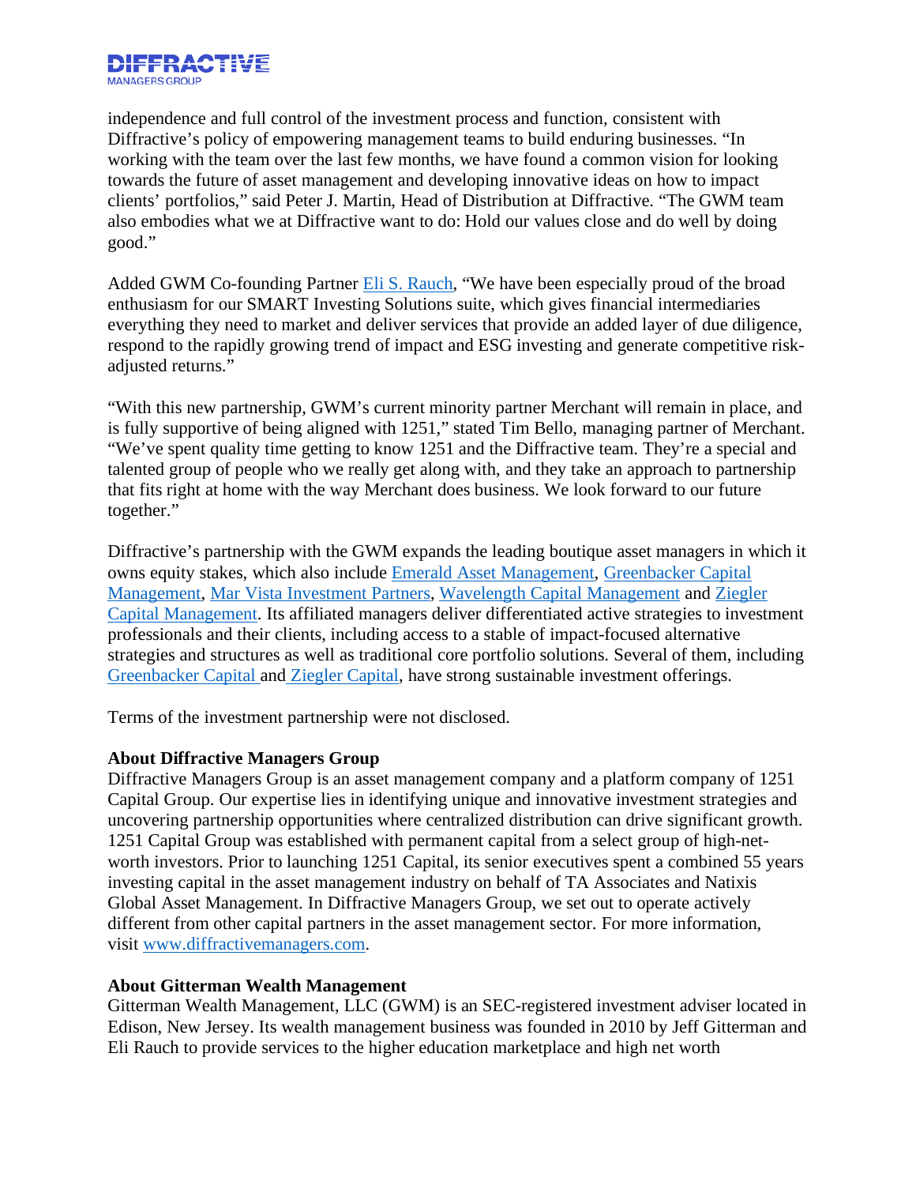independence and full control of the investment process and function, consistent with Diffractive's policy of empowering management teams to build enduring businesses. "In working with the team over the last few months, we have found a common vision for looking towards the future of asset management and developing innovative ideas on how to impact clients' portfolios," said Peter J. Martin, Head of Distribution at Diffractive. "The GWM team also embodies what we at Diffractive want to do: Hold our values close and do well by doing good."

Added GWM Co-founding Partner Eli S. Rauch, "We have been especially proud of the broad enthusiasm for our SMART Investing Solutions suite, which gives financial intermediaries everything they need to market and deliver services that provide an added layer of due diligence, respond to the rapidly growing trend of impact and ESG investing and generate competitive risk-adjusted returns."

"With this new partnership, GWM's current minority partner Merchant will remain in place, and is fully supportive of being aligned with 1251," stated Tim Bello, managing partner of Merchant. "We've spent quality time getting to know 1251 and the Diffractive team. They're a special and talented group of people who we really get along with, and they take an approach to partnership that fits right at home with the way Merchant does business. We look forward to our future together."

Diffractive's partnership with the GWM expands the leading boutique asset managers in which it owns equity stakes, which also include Emerald Asset Management, Greenbacker Capital Management, Mar Vista Investment Partners, Wavelength Capital Management and Ziegler Capital Management. Its affiliated managers deliver differentiated active strategies to investment professionals and their clients, including access to a stable of impact-focused alternative strategies and structures as well as traditional core portfolio solutions. Several of them, including Greenbacker Capital and Ziegler Capital, have strong sustainable investment offerings.

Terms of the investment partnership were not disclosed.

**About Diffractive Managers Group**
Diffractive Managers Group is an asset management company and a platform company of 1251 Capital Group. Our expertise lies in identifying unique and innovative investment strategies and uncovering partnership opportunities where centralized distribution can drive significant growth. 1251 Capital Group was established with permanent capital from a select group of high-net-worth investors. Prior to launching 1251 Capital, its senior executives spent a combined 55 years investing capital in the asset management industry on behalf of TA Associates and Natixis Global Asset Management. In Diffractive Managers Group, we set out to operate actively different from other capital partners in the asset management sector. For more information, visit www.diffractivemanagers.com.

**About Gitterman Wealth Management**
Gitterman Wealth Management, LLC (GWM) is an SEC-registered investment adviser located in Edison, New Jersey. Its wealth management business was founded in 2010 by Jeff Gitterman and Eli Rauch to provide services to the higher education marketplace and high net worth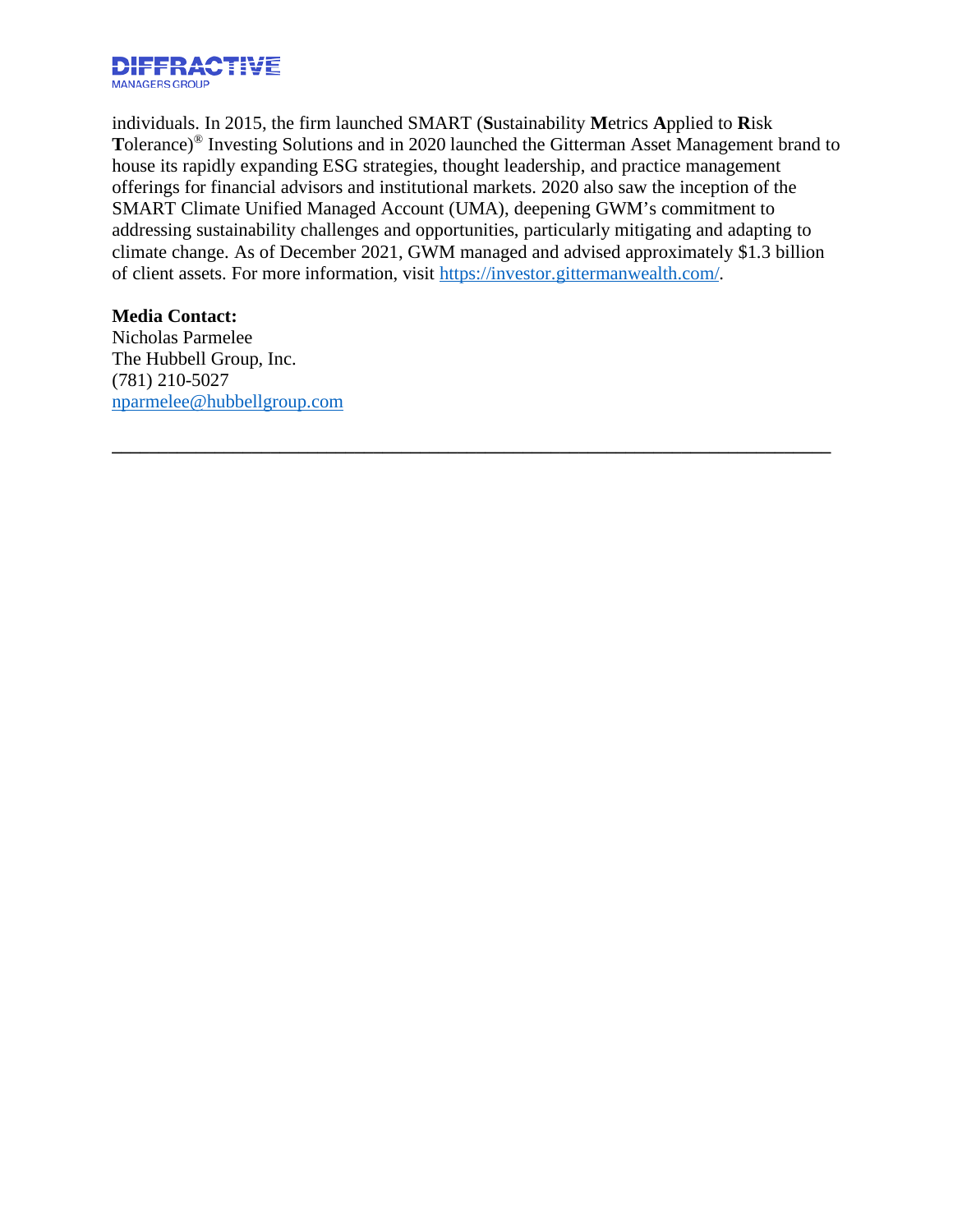individuals. In 2015, the firm launched SMART (**S**ustainability **M**etrics **A**pplied to **R**isk **T**olerance)® Investing Solutions and in 2020 launched the Gitterman Asset Management brand to house its rapidly expanding ESG strategies, thought leadership, and practice management offerings for financial advisors and institutional markets. 2020 also saw the inception of the SMART Climate Unified Managed Account (UMA), deepening GWM's commitment to addressing sustainability challenges and opportunities, particularly mitigating and adapting to climate change. As of December 2021, GWM managed and advised approximately $1.3 billion of client assets. For more information, visit https://investor.gittermanwealth.com/.

**Media Contact:**
Nicholas Parmelee
The Hubbell Group, Inc.
(781) 210-5027
nparmelee@hubbellgroup.com

---